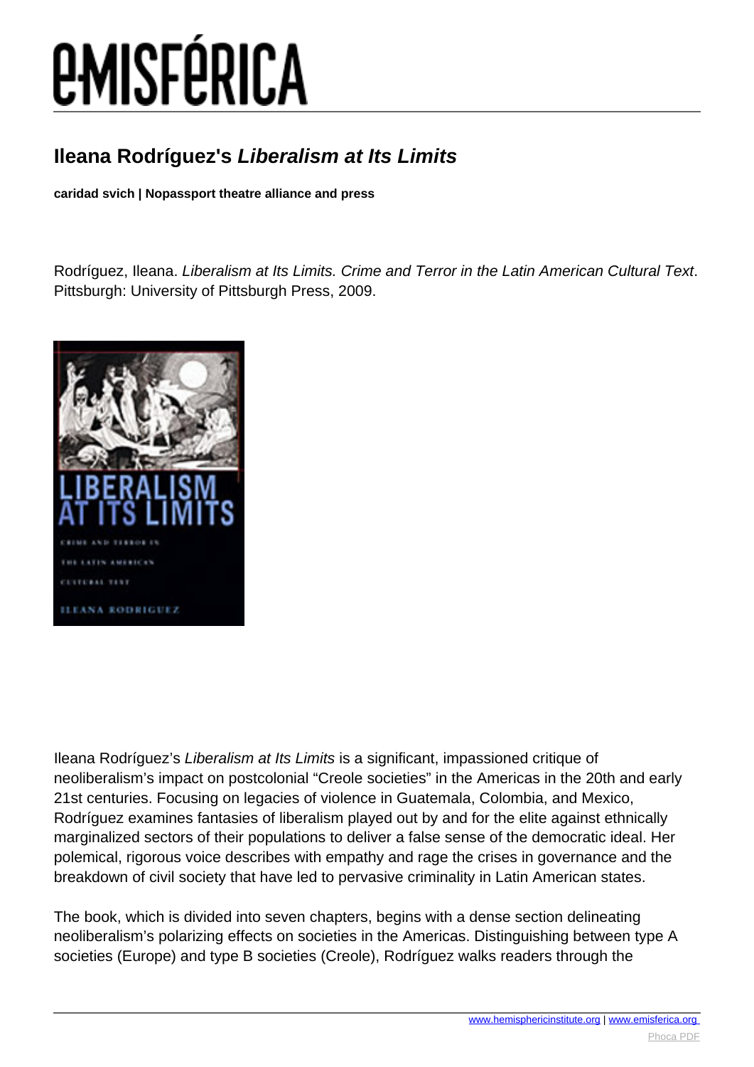# Ileana Rodríguez's *Liberalism at Its Limits*

**caridad svich | Nopassport theatre alliance and press**

Rodríguez, Ileana. *Liberalism at Its Limits. Crime and Terror in the Latin American Cultural Text*. Pittsburgh: University of Pittsburgh Press, 2009.

Ileana Rodríguez's *Liberalism at Its Limits* is a significant, impassioned critique of neoliberalism's impact on postcolonial "Creole societies" in the Americas in the 20th and early 21st centuries. Focusing on legacies of violence in Guatemala, Colombia, and Mexico, Rodríguez examines fantasies of liberalism played out by and for the elite against ethnically marginalized sectors of their populations to deliver a false sense of the democratic ideal. Her polemical, rigorous voice describes with empathy and rage the crises in governance and the breakdown of civil society that have led to pervasive criminality in Latin American states.

The book, which is divided into seven chapters, begins with a dense section delineating neoliberalism's polarizing effects on societies in the Americas. Distinguishing between type A societies (Europe) and type B societies (Creole), Rodríguez walks readers through the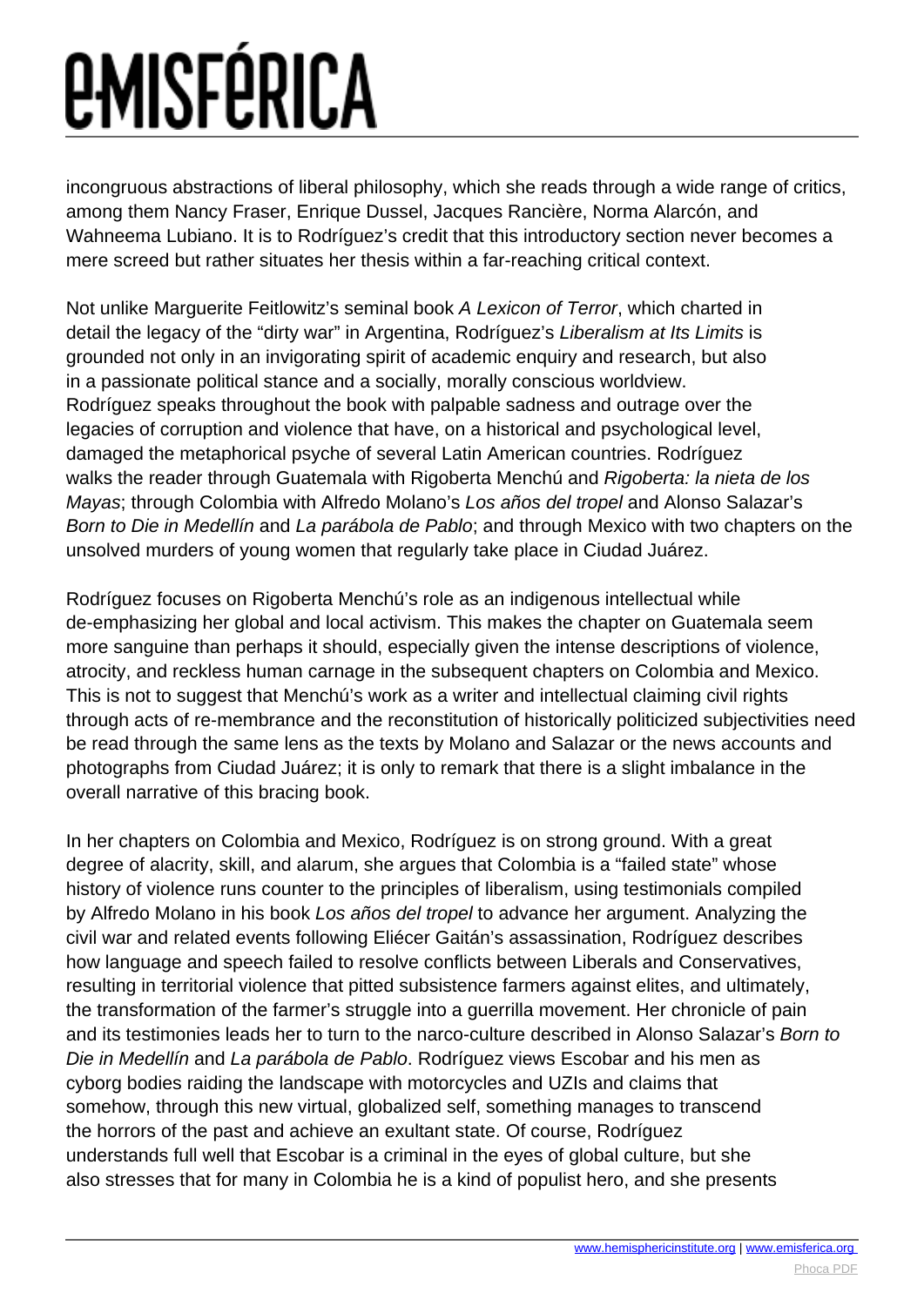incongruous abstractions of liberal philosophy, which she reads through a wide range of critics, among them Nancy Fraser, Enrique Dussel, Jacques Rancière, Norma Alarcón, and Wahneema Lubiano. It is to Rodríguez's credit that this introductory section never becomes a mere screed but rather situates her thesis within a far-reaching critical context.

Not unlike Marguerite Feitlowitz's seminal book *A Lexicon of Terror*, which charted in detail the legacy of the "dirty war" in Argentina, Rodríguez's *Liberalism at Its Limits* is grounded not only in an invigorating spirit of academic enquiry and research, but also in a passionate political stance and a socially, morally conscious worldview. Rodríguez speaks throughout the book with palpable sadness and outrage over the legacies of corruption and violence that have, on a historical and psychological level, damaged the metaphorical psyche of several Latin American countries. Rodríguez walks the reader through Guatemala with Rigoberta Menchú and *Rigoberta: la nieta de los Mayas*; through Colombia with Alfredo Molano's *Los años del tropel* and Alonso Salazar's *Born to Die in Medellín* and *La parábola de Pablo*; and through Mexico with two chapters on the unsolved murders of young women that regularly take place in Ciudad Juárez.

Rodríguez focuses on Rigoberta Menchú's role as an indigenous intellectual while de-emphasizing her global and local activism. This makes the chapter on Guatemala seem more sanguine than perhaps it should, especially given the intense descriptions of violence, atrocity, and reckless human carnage in the subsequent chapters on Colombia and Mexico. This is not to suggest that Menchú's work as a writer and intellectual claiming civil rights through acts of re-membrance and the reconstitution of historically politicized subjectivities need be read through the same lens as the texts by Molano and Salazar or the news accounts and photographs from Ciudad Juárez; it is only to remark that there is a slight imbalance in the overall narrative of this bracing book.

In her chapters on Colombia and Mexico, Rodríguez is on strong ground. With a great degree of alacrity, skill, and alarum, she argues that Colombia is a "failed state" whose history of violence runs counter to the principles of liberalism, using testimonials compiled by Alfredo Molano in his book *Los años del tropel* to advance her argument. Analyzing the civil war and related events following Eliécer Gaitán's assassination, Rodríguez describes how language and speech failed to resolve conflicts between Liberals and Conservatives, resulting in territorial violence that pitted subsistence farmers against elites, and ultimately, the transformation of the farmer's struggle into a guerrilla movement. Her chronicle of pain and its testimonies leads her to turn to the narco-culture described in Alonso Salazar's *Born to Die in Medellín* and *La parábola de Pablo*. Rodríguez views Escobar and his men as cyborg bodies raiding the landscape with motorcycles and UZIs and claims that somehow, through this new virtual, globalized self, something manages to transcend the horrors of the past and achieve an exultant state. Of course, Rodríguez understands full well that Escobar is a criminal in the eyes of global culture, but she also stresses that for many in Colombia he is a kind of populist hero, and she presents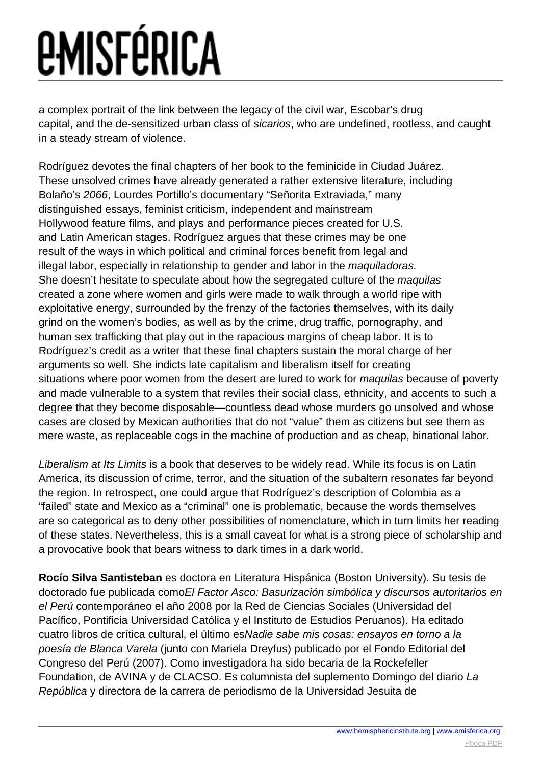a complex portrait of the link between the legacy of the civil war, Escobar's drug capital, and the de-sensitized urban class of *sicarios*, who are undefined, rootless, and caught in a steady stream of violence.

Rodríguez devotes the final chapters of her book to the feminicide in Ciudad Juárez. These unsolved crimes have already generated a rather extensive literature, including Bolaño's *2066*, Lourdes Portillo's documentary "Señorita Extraviada," many distinguished essays, feminist criticism, independent and mainstream Hollywood feature films, and plays and performance pieces created for U.S. and Latin American stages. Rodríguez argues that these crimes may be one result of the ways in which political and criminal forces benefit from legal and illegal labor, especially in relationship to gender and labor in the *maquiladoras.* She doesn't hesitate to speculate about how the segregated culture of the *maquilas* created a zone where women and girls were made to walk through a world ripe with exploitative energy, surrounded by the frenzy of the factories themselves, with its daily grind on the women's bodies, as well as by the crime, drug traffic, pornography, and human sex trafficking that play out in the rapacious margins of cheap labor. It is to Rodríguez's credit as a writer that these final chapters sustain the moral charge of her arguments so well. She indicts late capitalism and liberalism itself for creating situations where poor women from the desert are lured to work for *maquilas* because of poverty and made vulnerable to a system that reviles their social class, ethnicity, and accents to such a degree that they become disposable—countless dead whose murders go unsolved and whose cases are closed by Mexican authorities that do not "value" them as citizens but see them as mere waste, as replaceable cogs in the machine of production and as cheap, binational labor.

*Liberalism at Its Limits* is a book that deserves to be widely read. While its focus is on Latin America, its discussion of crime, terror, and the situation of the subaltern resonates far beyond the region. In retrospect, one could argue that Rodríguez's description of Colombia as a "failed" state and Mexico as a "criminal" one is problematic, because the words themselves are so categorical as to deny other possibilities of nomenclature, which in turn limits her reading of these states. Nevertheless, this is a small caveat for what is a strong piece of scholarship and a provocative book that bears witness to dark times in a dark world.

---

**Rocío Silva Santisteban** es doctora en Literatura Hispánica (Boston University). Su tesis de doctorado fue publicada como*El Factor Asco: Basurización simbólica y discursos autoritarios en el Perú* contemporáneo el año 2008 por la Red de Ciencias Sociales (Universidad del Pacífico, Pontificia Universidad Católica y el Instituto de Estudios Peruanos). Ha editado cuatro libros de crítica cultural, el último es*Nadie sabe mis cosas: ensayos en torno a la poesía de Blanca Varela* (junto con Mariela Dreyfus) publicado por el Fondo Editorial del Congreso del Perú (2007). Como investigadora ha sido becaria de la Rockefeller Foundation, de AVINA y de CLACSO. Es columnista del suplemento Domingo del diario *La República* y directora de la carrera de periodismo de la Universidad Jesuita de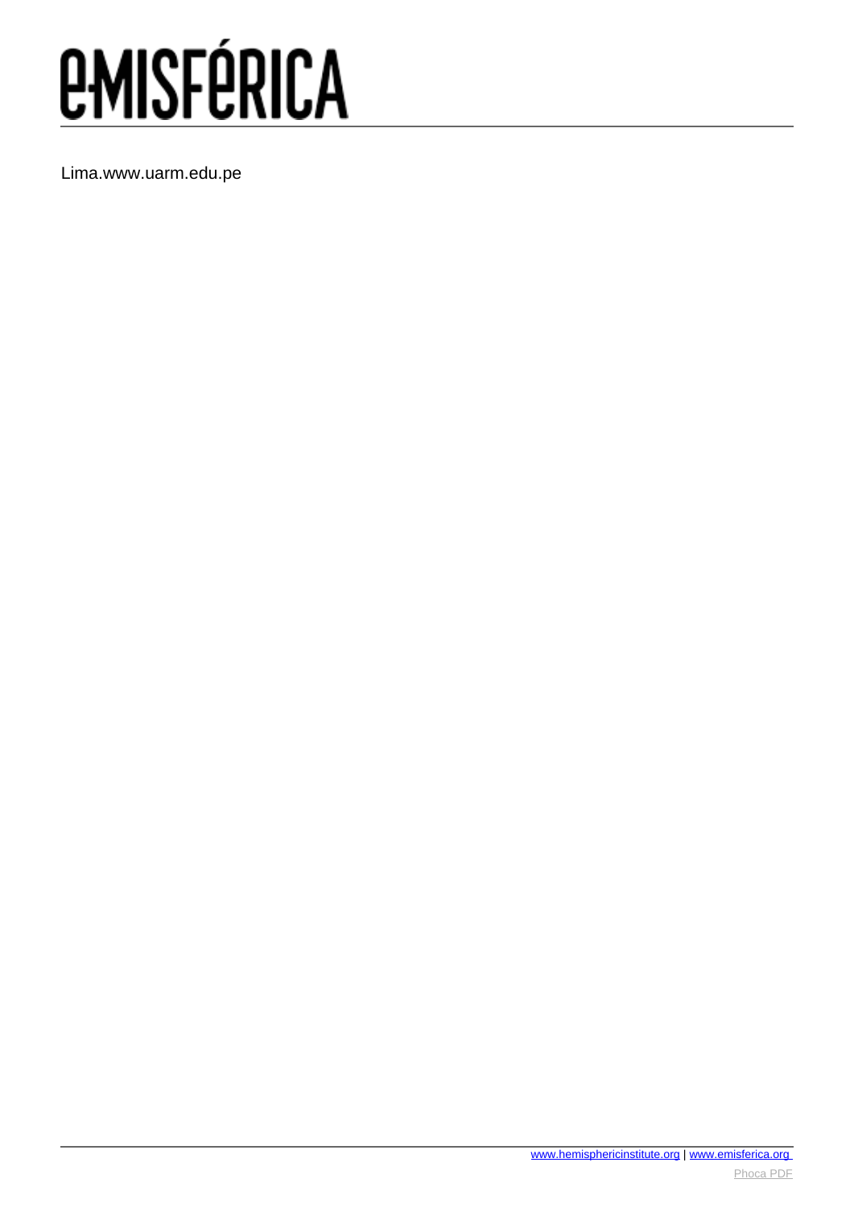Lima.www.uarm.edu.pe